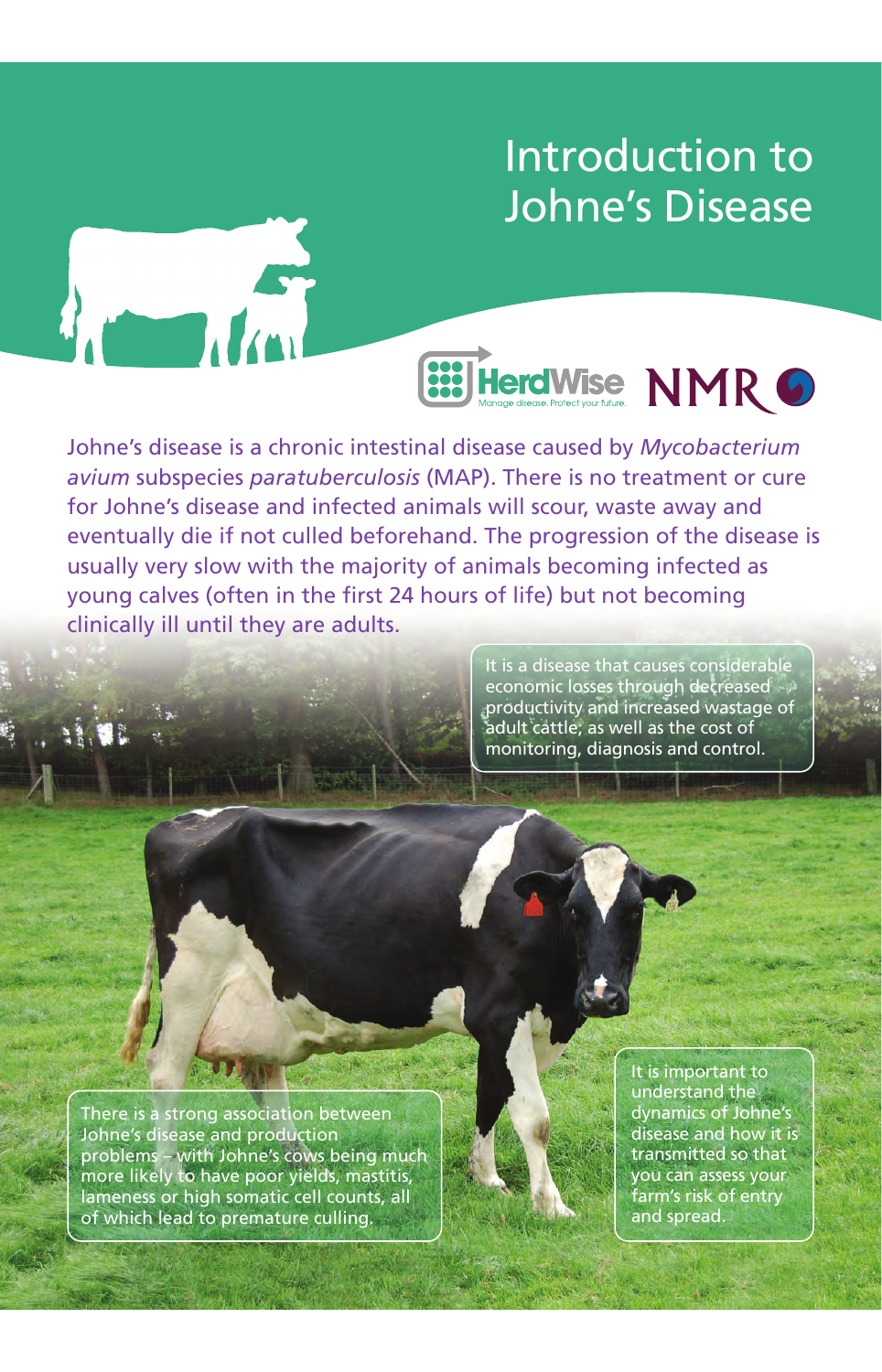# Introduction to Johne's Disease

HerdWise
Manage disease. Protect your future.

NMR

Johne's disease is a chronic intestinal disease caused by *Mycobacterium avium* subspecies *paratuberculosis* (MAP). There is no treatment or cure for Johne's disease and infected animals will scour, waste away and eventually die if not culled beforehand. The progression of the disease is usually very slow with the majority of animals becoming infected as young calves (often in the first 24 hours of life) but not becoming clinically ill until they are adults.

It is a disease that causes considerable economic losses through decreased productivity and increased wastage of adult cattle, as well as the cost of monitoring, diagnosis and control.

There is a strong association between Johne's disease and production problems – with Johne's cows being much more likely to have poor yields, mastitis, lameness or high somatic cell counts, all of which lead to premature culling.

It is important to understand the dynamics of Johne's disease and how it is transmitted so that you can assess your farm's risk of entry and spread.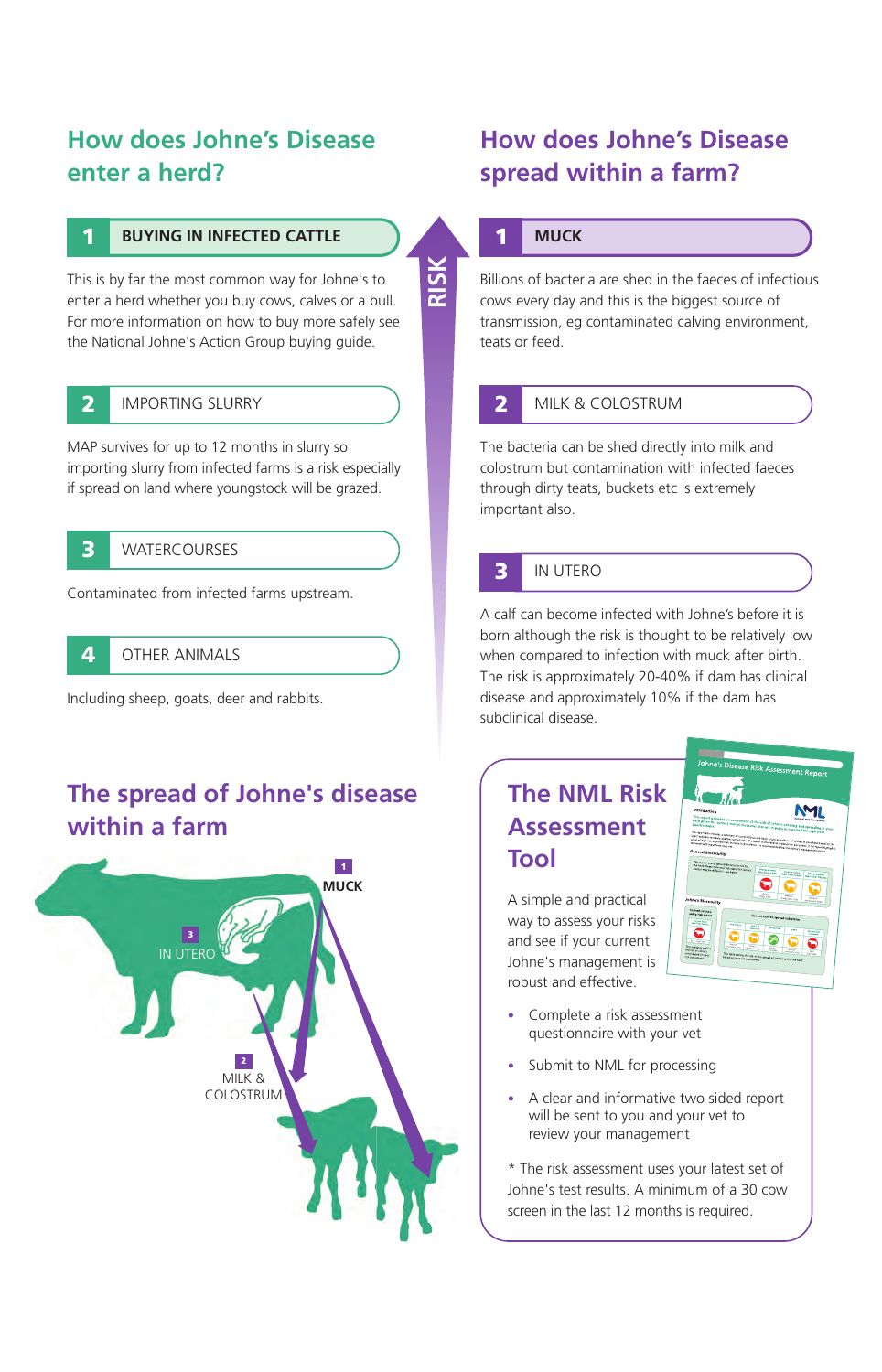## How does Johne's Disease enter a herd?

### 1 BUYING IN INFECTED CATTLE

This is by far the most common way for Johne's to enter a herd whether you buy cows, calves or a bull. For more information on how to buy more safely see the National Johne's Action Group buying guide.

### 2 IMPORTING SLURRY

MAP survives for up to 12 months in slurry so importing slurry from infected farms is a risk especially if spread on land where youngstock will be grazed.

### 3 WATERCOURSES

Contaminated from infected farms upstream.

### 4 OTHER ANIMALS

Including sheep, goats, deer and rabbits.

RISK

## How does Johne's Disease spread within a farm?

### 1 MUCK

Billions of bacteria are shed in the faeces of infectious cows every day and this is the biggest source of transmission, eg contaminated calving environment, teats or feed.

### 2 MILK & COLOSTRUM

The bacteria can be shed directly into milk and colostrum but contamination with infected faeces through dirty teats, buckets etc is extremely important also.

### 3 IN UTERO

A calf can become infected with Johne's before it is born although the risk is thought to be relatively low when compared to infection with muck after birth. The risk is approximately 20-40% if dam has clinical disease and approximately 10% if the dam has subclinical disease.

## The spread of Johne's disease within a farm

1 MUCK

3 IN UTERO

2 MILK & COLOSTRUM

## The NML Risk Assessment Tool

A simple and practical way to assess your risks and see if your current Johne's management is robust and effective.

- Complete a risk assessment questionnaire with your vet
- Submit to NML for processing
- A clear and informative two sided report will be sent to you and your vet to review your management

\* The risk assessment uses your latest set of Johne's test results. A minimum of a 30 cow screen in the last 12 months is required.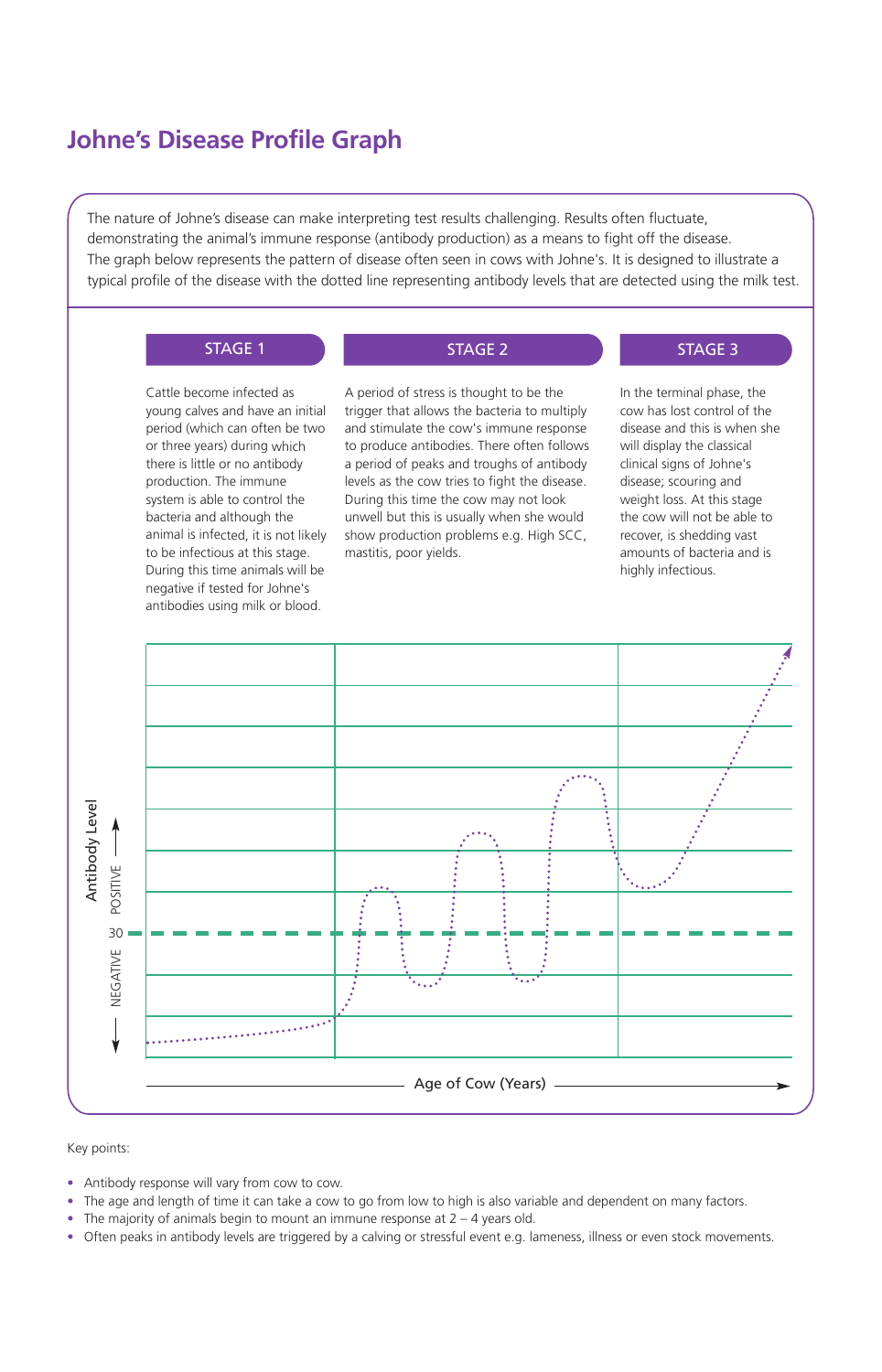# Johne's Disease Profile Graph

The nature of Johne's disease can make interpreting test results challenging. Results often fluctuate, demonstrating the animal's immune response (antibody production) as a means to fight off the disease. The graph below represents the pattern of disease often seen in cows with Johne's. It is designed to illustrate a typical profile of the disease with the dotted line representing antibody levels that are detected using the milk test.

## STAGE 1

Cattle become infected as young calves and have an initial period (which can often be two or three years) during which there is little or no antibody production. The immune system is able to control the bacteria and although the animal is infected, it is not likely to be infectious at this stage. During this time animals will be negative if tested for Johne's antibodies using milk or blood.

## STAGE 2

A period of stress is thought to be the trigger that allows the bacteria to multiply and stimulate the cow's immune response to produce antibodies. There often follows a period of peaks and troughs of antibody levels as the cow tries to fight the disease. During this time the cow may not look unwell but this is usually when she would show production problems e.g. High SCC, mastitis, poor yields.

## STAGE 3

In the terminal phase, the cow has lost control of the disease and this is when she will display the classical clinical signs of Johne's disease; scouring and weight loss. At this stage the cow will not be able to recover, is shedding vast amounts of bacteria and is highly infectious.

Antibody Level

POSITIVE

30

NEGATIVE

Age of Cow (Years)

Key points:

- Antibody response will vary from cow to cow.
- The age and length of time it can take a cow to go from low to high is also variable and dependent on many factors.
- The majority of animals begin to mount an immune response at 2 – 4 years old.
- Often peaks in antibody levels are triggered by a calving or stressful event e.g. lameness, illness or even stock movements.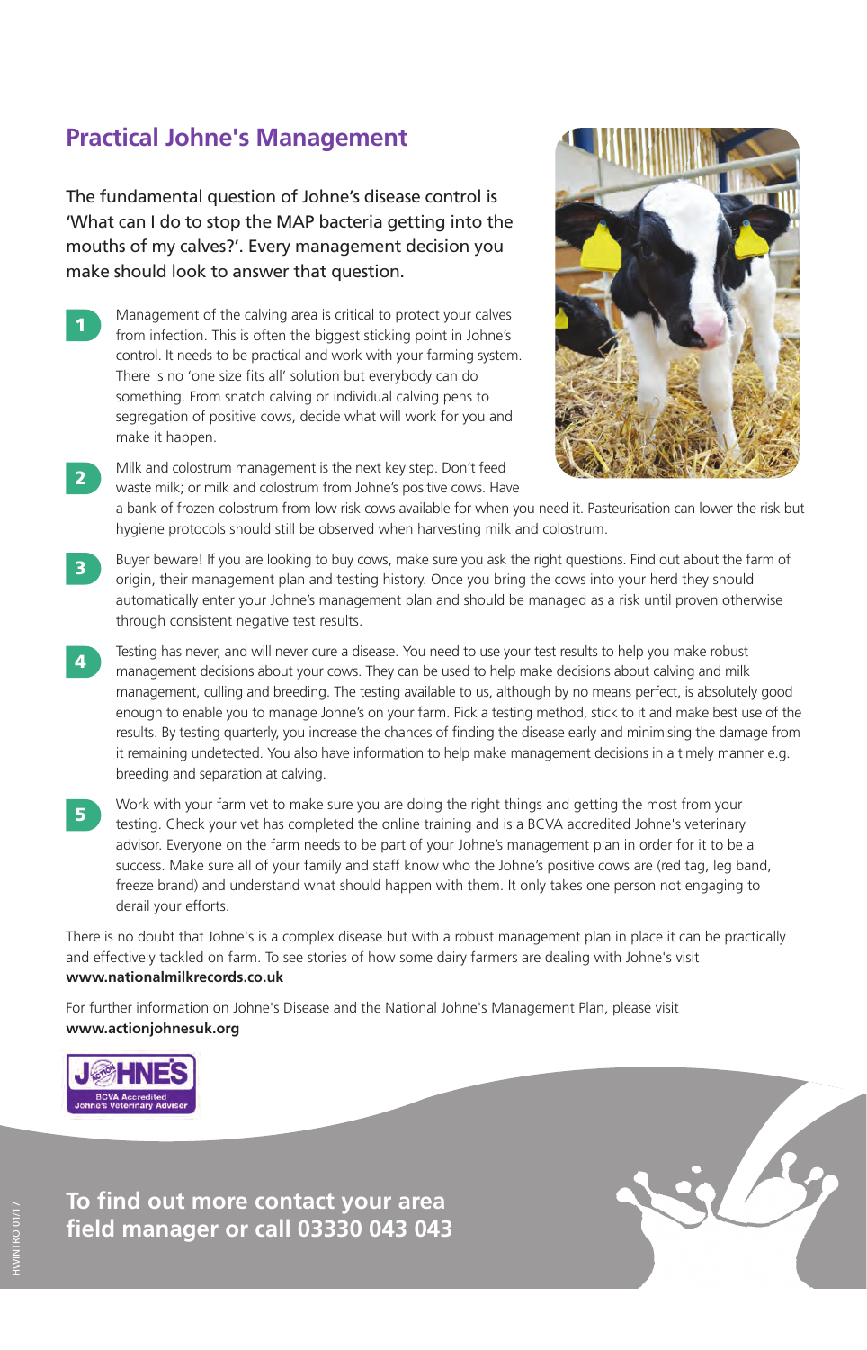# Practical Johne's Management

The fundamental question of Johne's disease control is 'What can I do to stop the MAP bacteria getting into the mouths of my calves?'. Every management decision you make should look to answer that question.

1. Management of the calving area is critical to protect your calves from infection. This is often the biggest sticking point in Johne's control. It needs to be practical and work with your farming system. There is no 'one size fits all' solution but everybody can do something. From snatch calving or individual calving pens to segregation of positive cows, decide what will work for you and make it happen.

2. Milk and colostrum management is the next key step. Don't feed waste milk; or milk and colostrum from Johne's positive cows. Have a bank of frozen colostrum from low risk cows available for when you need it. Pasteurisation can lower the risk but hygiene protocols should still be observed when harvesting milk and colostrum.

3. Buyer beware! If you are looking to buy cows, make sure you ask the right questions. Find out about the farm of origin, their management plan and testing history. Once you bring the cows into your herd they should automatically enter your Johne's management plan and should be managed as a risk until proven otherwise through consistent negative test results.

4. Testing has never, and will never cure a disease. You need to use your test results to help you make robust management decisions about your cows. They can be used to help make decisions about calving and milk management, culling and breeding. The testing available to us, although by no means perfect, is absolutely good enough to enable you to manage Johne's on your farm. Pick a testing method, stick to it and make best use of the results. By testing quarterly, you increase the chances of finding the disease early and minimising the damage from it remaining undetected. You also have information to help make management decisions in a timely manner e.g. breeding and separation at calving.

5. Work with your farm vet to make sure you are doing the right things and getting the most from your testing. Check your vet has completed the online training and is a BCVA accredited Johne's veterinary advisor. Everyone on the farm needs to be part of your Johne's management plan in order for it to be a success. Make sure all of your family and staff know who the Johne's positive cows are (red tag, leg band, freeze brand) and understand what should happen with them. It only takes one person not engaging to derail your efforts.

There is no doubt that Johne's is a complex disease but with a robust management plan in place it can be practically and effectively tackled on farm. To see stories of how some dairy farmers are dealing with Johne's visit **www.nationalmilkrecords.co.uk**

For further information on Johne's Disease and the National Johne's Management Plan, please visit **www.actionjohnesuk.org**

JOHNES ACTION
BCVA Accredited Johne's Veterinary Adviser

**To find out more contact your area field manager or call 03330 043 043**

HWINTRO 01/17